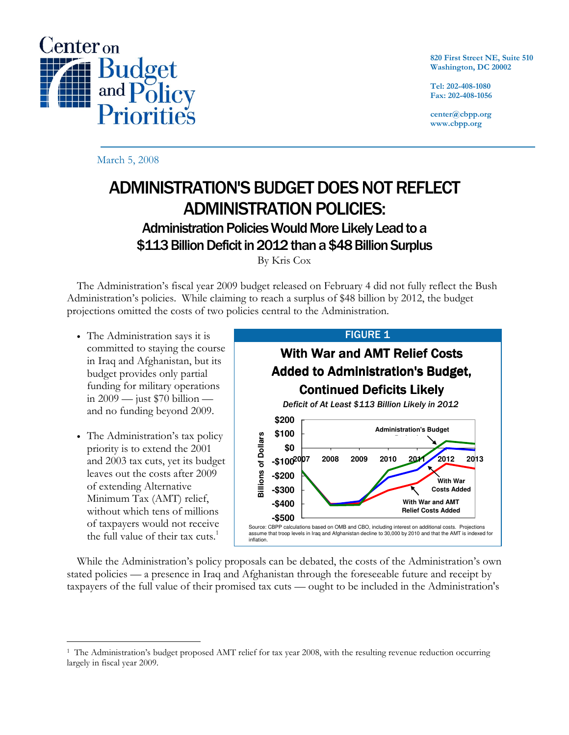Center on Budget and Policy Priorities

820 First Street NE, Suite 510
Washington, DC 20002

Tel: 202-408-1080
Fax: 202-408-1056

center@cbpp.org
www.cbpp.org

March 5, 2008

# ADMINISTRATION'S BUDGET DOES NOT REFLECT ADMINISTRATION POLICIES:

## Administration Policies Would More Likely Lead to a $113 Billion Deficit in 2012 than a $48 Billion Surplus

By Kris Cox

The Administration's fiscal year 2009 budget released on February 4 did not fully reflect the Bush Administration's policies. While claiming to reach a surplus of $48 billion by 2012, the budget projections omitted the costs of two policies central to the Administration.

- The Administration says it is committed to staying the course in Iraq and Afghanistan, but its budget provides only partial funding for military operations in 2009 — just $70 billion — and no funding beyond 2009.
- The Administration's tax policy priority is to extend the 2001 and 2003 tax cuts, yet its budget leaves out the costs after 2009 of extending Alternative Minimum Tax (AMT) relief, without which tens of millions of taxpayers would not receive the full value of their tax cuts.[1]

**FIGURE 1**

**With War and AMT Relief Costs Added to Administration's Budget, Continued Deficits Likely**

*Deficit of At Least $113 Billion Likely in 2012*

Source: CBPP calculations based on OMB and CBO, including interest on additional costs. Projections assume that troop levels in Iraq and Afghanistan decline to 30,000 by 2010 and that the AMT is indexed for inflation.

While the Administration's policy proposals can be debated, the costs of the Administration's own stated policies — a presence in Iraq and Afghanistan through the foreseeable future and receipt by taxpayers of the full value of their promised tax cuts — ought to be included in the Administration's

---

[1] The Administration's budget proposed AMT relief for tax year 2008, with the resulting revenue reduction occurring largely in fiscal year 2009.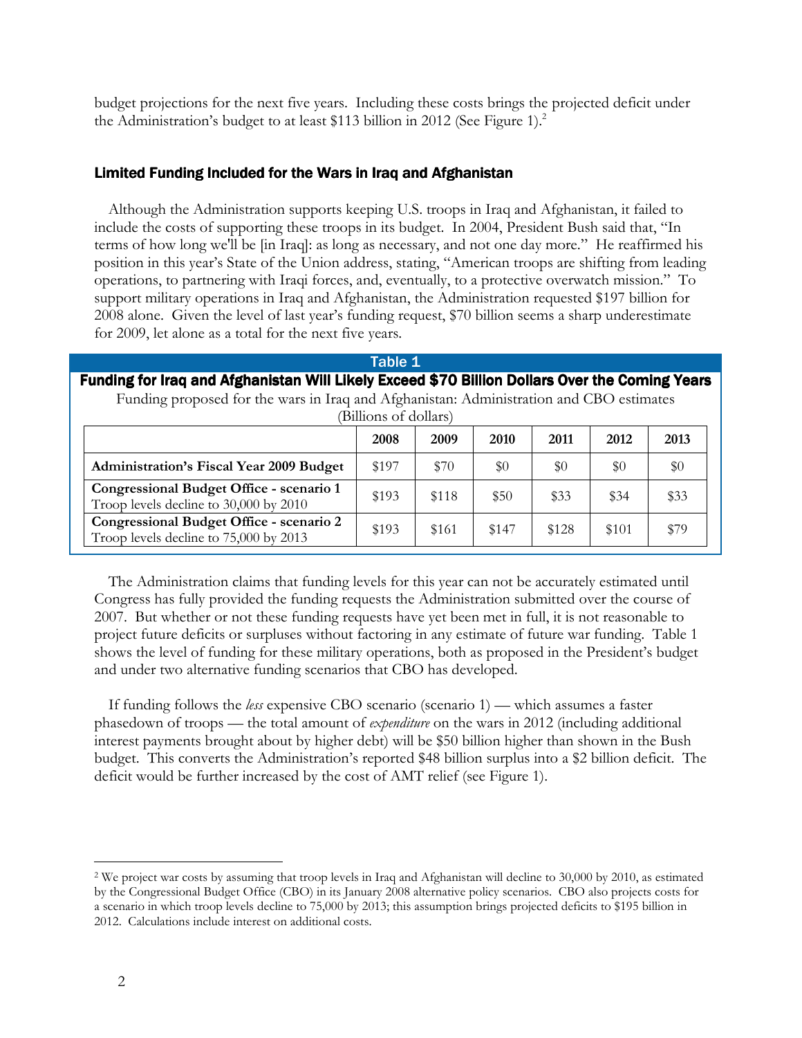budget projections for the next five years. Including these costs brings the projected deficit under the Administration's budget to at least $113 billion in 2012 (See Figure 1).[2]

## Limited Funding Included for the Wars in Iraq and Afghanistan

Although the Administration supports keeping U.S. troops in Iraq and Afghanistan, it failed to include the costs of supporting these troops in its budget. In 2004, President Bush said that, "In terms of how long we'll be [in Iraq]: as long as necessary, and not one day more." He reaffirmed his position in this year's State of the Union address, stating, "American troops are shifting from leading operations, to partnering with Iraqi forces, and, eventually, to a protective overwatch mission." To support military operations in Iraq and Afghanistan, the Administration requested $197 billion for 2008 alone. Given the level of last year's funding request, $70 billion seems a sharp underestimate for 2009, let alone as a total for the next five years.

**Table 1**

**Funding for Iraq and Afghanistan Will Likely Exceed $70 Billion Dollars Over the Coming Years**

Funding proposed for the wars in Iraq and Afghanistan: Administration and CBO estimates (Billions of dollars)

| | 2008 | 2009 | 2010 | 2011 | 2012 | 2013 |
|---|---|---|---|---|---|---|
| **Administration's Fiscal Year 2009 Budget** | $197 | $70 | $0 | $0 | $0 | $0 |
| **Congressional Budget Office - scenario 1** Troop levels decline to 30,000 by 2010 | $193 | $118 | $50 | $33 | $34 | $33 |
| **Congressional Budget Office - scenario 2** Troop levels decline to 75,000 by 2013 | $193 | $161 | $147 | $128 | $101 | $79 |

The Administration claims that funding levels for this year can not be accurately estimated until Congress has fully provided the funding requests the Administration submitted over the course of 2007. But whether or not these funding requests have yet been met in full, it is not reasonable to project future deficits or surpluses without factoring in any estimate of future war funding. Table 1 shows the level of funding for these military operations, both as proposed in the President's budget and under two alternative funding scenarios that CBO has developed.

If funding follows the *less* expensive CBO scenario (scenario 1) — which assumes a faster phasedown of troops — the total amount of *expenditure* on the wars in 2012 (including additional interest payments brought about by higher debt) will be $50 billion higher than shown in the Bush budget. This converts the Administration's reported $48 billion surplus into a $2 billion deficit. The deficit would be further increased by the cost of AMT relief (see Figure 1).

---

[2] We project war costs by assuming that troop levels in Iraq and Afghanistan will decline to 30,000 by 2010, as estimated by the Congressional Budget Office (CBO) in its January 2008 alternative policy scenarios. CBO also projects costs for a scenario in which troop levels decline to 75,000 by 2013; this assumption brings projected deficits to $195 billion in 2012. Calculations include interest on additional costs.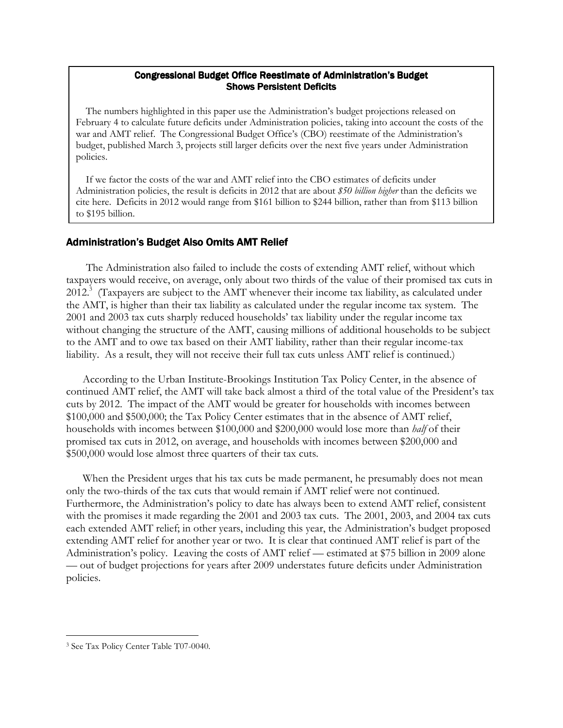**Congressional Budget Office Reestimate of Administration's Budget Shows Persistent Deficits**

The numbers highlighted in this paper use the Administration's budget projections released on February 4 to calculate future deficits under Administration policies, taking into account the costs of the war and AMT relief. The Congressional Budget Office's (CBO) reestimate of the Administration's budget, published March 3, projects still larger deficits over the next five years under Administration policies.

If we factor the costs of the war and AMT relief into the CBO estimates of deficits under Administration policies, the result is deficits in 2012 that are about *$50 billion higher* than the deficits we cite here. Deficits in 2012 would range from $161 billion to $244 billion, rather than from $113 billion to $195 billion.

## Administration's Budget Also Omits AMT Relief

The Administration also failed to include the costs of extending AMT relief, without which taxpayers would receive, on average, only about two thirds of the value of their promised tax cuts in 2012.[3] (Taxpayers are subject to the AMT whenever their income tax liability, as calculated under the AMT, is higher than their tax liability as calculated under the regular income tax system. The 2001 and 2003 tax cuts sharply reduced households' tax liability under the regular income tax without changing the structure of the AMT, causing millions of additional households to be subject to the AMT and to owe tax based on their AMT liability, rather than their regular income-tax liability. As a result, they will not receive their full tax cuts unless AMT relief is continued.)

According to the Urban Institute-Brookings Institution Tax Policy Center, in the absence of continued AMT relief, the AMT will take back almost a third of the total value of the President's tax cuts by 2012. The impact of the AMT would be greater for households with incomes between $100,000 and $500,000; the Tax Policy Center estimates that in the absence of AMT relief, households with incomes between $100,000 and $200,000 would lose more than *half* of their promised tax cuts in 2012, on average, and households with incomes between $200,000 and $500,000 would lose almost three quarters of their tax cuts.

When the President urges that his tax cuts be made permanent, he presumably does not mean only the two-thirds of the tax cuts that would remain if AMT relief were not continued. Furthermore, the Administration's policy to date has always been to extend AMT relief, consistent with the promises it made regarding the 2001 and 2003 tax cuts. The 2001, 2003, and 2004 tax cuts each extended AMT relief; in other years, including this year, the Administration's budget proposed extending AMT relief for another year or two. It is clear that continued AMT relief is part of the Administration's policy. Leaving the costs of AMT relief — estimated at $75 billion in 2009 alone — out of budget projections for years after 2009 understates future deficits under Administration policies.

---

[3] See Tax Policy Center Table T07-0040.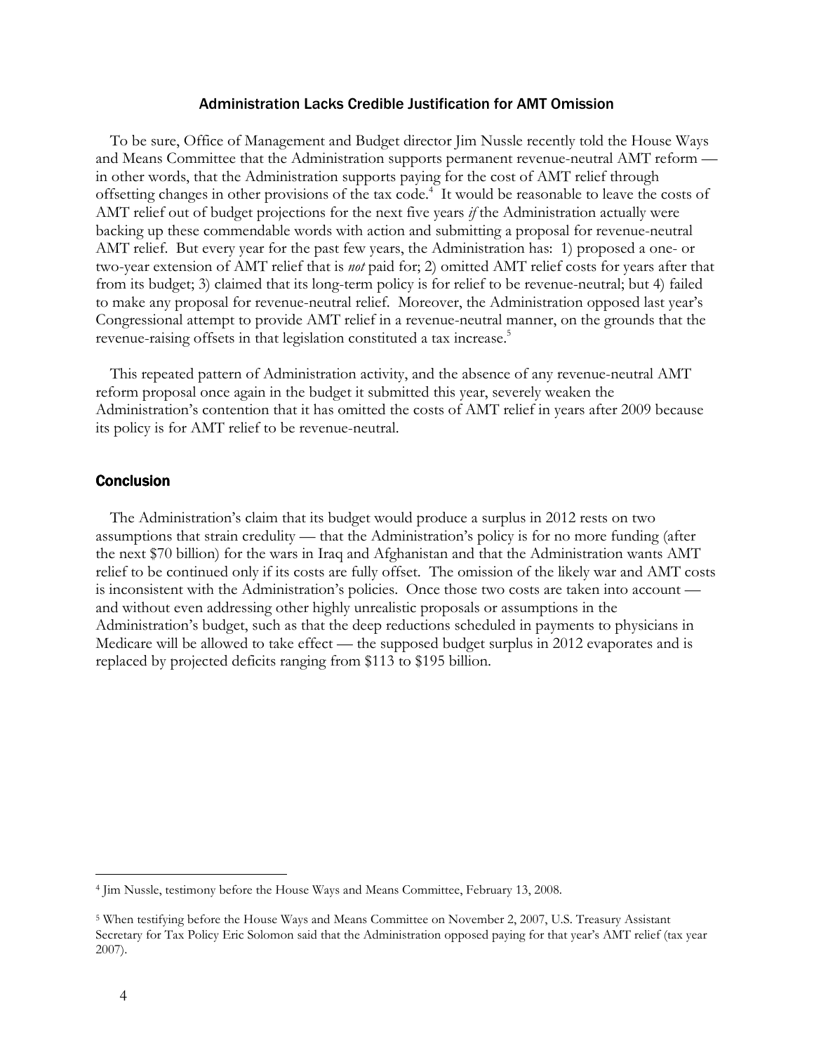## Administration Lacks Credible Justification for AMT Omission

To be sure, Office of Management and Budget director Jim Nussle recently told the House Ways and Means Committee that the Administration supports permanent revenue-neutral AMT reform — in other words, that the Administration supports paying for the cost of AMT relief through offsetting changes in other provisions of the tax code.[4] It would be reasonable to leave the costs of AMT relief out of budget projections for the next five years *if* the Administration actually were backing up these commendable words with action and submitting a proposal for revenue-neutral AMT relief. But every year for the past few years, the Administration has: 1) proposed a one- or two-year extension of AMT relief that is *not* paid for; 2) omitted AMT relief costs for years after that from its budget; 3) claimed that its long-term policy is for relief to be revenue-neutral; but 4) failed to make any proposal for revenue-neutral relief. Moreover, the Administration opposed last year's Congressional attempt to provide AMT relief in a revenue-neutral manner, on the grounds that the revenue-raising offsets in that legislation constituted a tax increase.[5]

This repeated pattern of Administration activity, and the absence of any revenue-neutral AMT reform proposal once again in the budget it submitted this year, severely weaken the Administration's contention that it has omitted the costs of AMT relief in years after 2009 because its policy is for AMT relief to be revenue-neutral.

## Conclusion

The Administration's claim that its budget would produce a surplus in 2012 rests on two assumptions that strain credulity — that the Administration's policy is for no more funding (after the next $70 billion) for the wars in Iraq and Afghanistan and that the Administration wants AMT relief to be continued only if its costs are fully offset. The omission of the likely war and AMT costs is inconsistent with the Administration's policies. Once those two costs are taken into account — and without even addressing other highly unrealistic proposals or assumptions in the Administration's budget, such as that the deep reductions scheduled in payments to physicians in Medicare will be allowed to take effect — the supposed budget surplus in 2012 evaporates and is replaced by projected deficits ranging from $113 to $195 billion.

---

[4] Jim Nussle, testimony before the House Ways and Means Committee, February 13, 2008.

[5] When testifying before the House Ways and Means Committee on November 2, 2007, U.S. Treasury Assistant Secretary for Tax Policy Eric Solomon said that the Administration opposed paying for that year's AMT relief (tax year 2007).